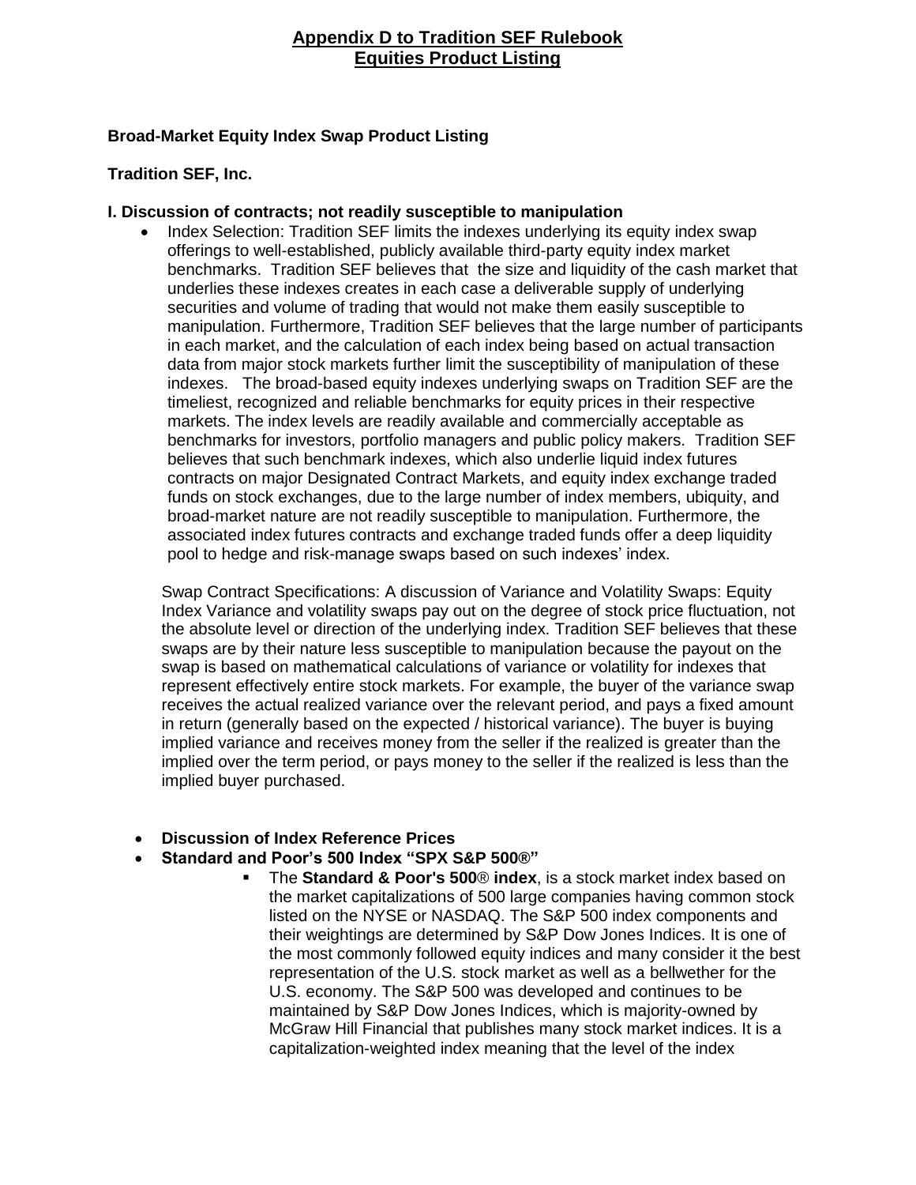# Appendix D to Tradition SEF Rulebook
# Equities Product Listing

**Broad-Market Equity Index Swap Product Listing**

**Tradition SEF, Inc.**

**I. Discussion of contracts; not readily susceptible to manipulation**

- Index Selection: Tradition SEF limits the indexes underlying its equity index swap offerings to well-established, publicly available third-party equity index market benchmarks. Tradition SEF believes that the size and liquidity of the cash market that underlies these indexes creates in each case a deliverable supply of underlying securities and volume of trading that would not make them easily susceptible to manipulation. Furthermore, Tradition SEF believes that the large number of participants in each market, and the calculation of each index being based on actual transaction data from major stock markets further limit the susceptibility of manipulation of these indexes. The broad-based equity indexes underlying swaps on Tradition SEF are the timeliest, recognized and reliable benchmarks for equity prices in their respective markets. The index levels are readily available and commercially acceptable as benchmarks for investors, portfolio managers and public policy makers. Tradition SEF believes that such benchmark indexes, which also underlie liquid index futures contracts on major Designated Contract Markets, and equity index exchange traded funds on stock exchanges, due to the large number of index members, ubiquity, and broad-market nature are not readily susceptible to manipulation. Furthermore, the associated index futures contracts and exchange traded funds offer a deep liquidity pool to hedge and risk-manage swaps based on such indexes' index.

  Swap Contract Specifications: A discussion of Variance and Volatility Swaps: Equity Index Variance and volatility swaps pay out on the degree of stock price fluctuation, not the absolute level or direction of the underlying index. Tradition SEF believes that these swaps are by their nature less susceptible to manipulation because the payout on the swap is based on mathematical calculations of variance or volatility for indexes that represent effectively entire stock markets. For example, the buyer of the variance swap receives the actual realized variance over the relevant period, and pays a fixed amount in return (generally based on the expected / historical variance). The buyer is buying implied variance and receives money from the seller if the realized is greater than the implied over the term period, or pays money to the seller if the realized is less than the implied buyer purchased.

- **Discussion of Index Reference Prices**
- **Standard and Poor's 500 Index "SPX S&P 500®"**
  - The **Standard & Poor's 500® index**, is a stock market index based on the market capitalizations of 500 large companies having common stock listed on the NYSE or NASDAQ. The S&P 500 index components and their weightings are determined by S&P Dow Jones Indices. It is one of the most commonly followed equity indices and many consider it the best representation of the U.S. stock market as well as a bellwether for the U.S. economy. The S&P 500 was developed and continues to be maintained by S&P Dow Jones Indices, which is majority-owned by McGraw Hill Financial that publishes many stock market indices. It is a capitalization-weighted index meaning that the level of the index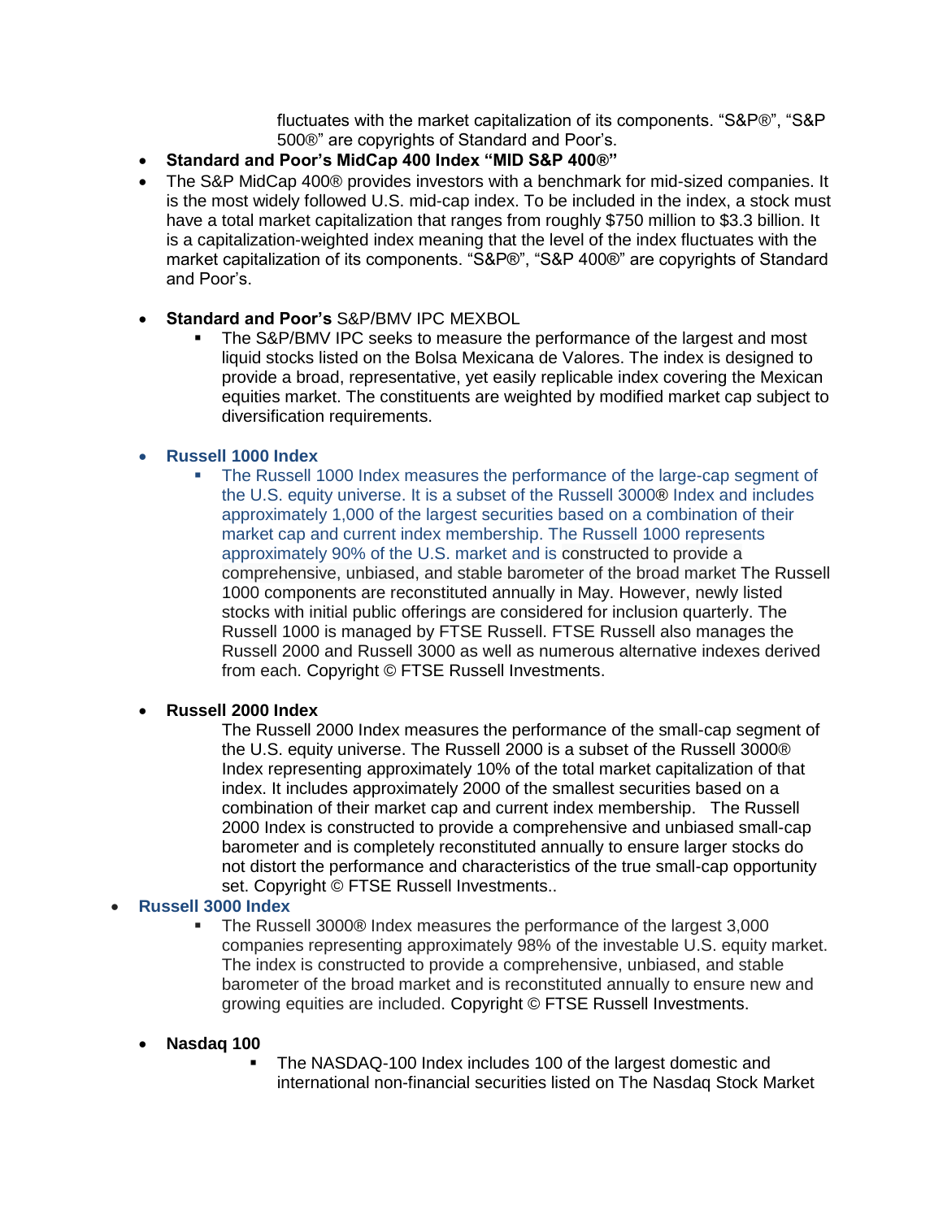fluctuates with the market capitalization of its components. “S&P®”, “S&P 500®” are copyrights of Standard and Poor’s.

- **Standard and Poor’s MidCap 400 Index “MID S&P 400®”**
- The S&P MidCap 400® provides investors with a benchmark for mid-sized companies. It is the most widely followed U.S. mid-cap index. To be included in the index, a stock must have a total market capitalization that ranges from roughly $750 million to $3.3 billion. It is a capitalization-weighted index meaning that the level of the index fluctuates with the market capitalization of its components. “S&P®”, “S&P 400®” are copyrights of Standard and Poor’s.

- **Standard and Poor’s** S&P/BMV IPC MEXBOL
  - The S&P/BMV IPC seeks to measure the performance of the largest and most liquid stocks listed on the Bolsa Mexicana de Valores. The index is designed to provide a broad, representative, yet easily replicable index covering the Mexican equities market. The constituents are weighted by modified market cap subject to diversification requirements.

- **Russell 1000 Index**
  - The Russell 1000 Index measures the performance of the large-cap segment of the U.S. equity universe. It is a subset of the Russell 3000® Index and includes approximately 1,000 of the largest securities based on a combination of their market cap and current index membership. The Russell 1000 represents approximately 90% of the U.S. market and is constructed to provide a comprehensive, unbiased, and stable barometer of the broad market The Russell 1000 components are reconstituted annually in May. However, newly listed stocks with initial public offerings are considered for inclusion quarterly. The Russell 1000 is managed by FTSE Russell. FTSE Russell also manages the Russell 2000 and Russell 3000 as well as numerous alternative indexes derived from each. Copyright © FTSE Russell Investments.

- **Russell 2000 Index**

  The Russell 2000 Index measures the performance of the small-cap segment of the U.S. equity universe. The Russell 2000 is a subset of the Russell 3000® Index representing approximately 10% of the total market capitalization of that index. It includes approximately 2000 of the smallest securities based on a combination of their market cap and current index membership. The Russell 2000 Index is constructed to provide a comprehensive and unbiased small-cap barometer and is completely reconstituted annually to ensure larger stocks do not distort the performance and characteristics of the true small-cap opportunity set. Copyright © FTSE Russell Investments..

- **Russell 3000 Index**
  - The Russell 3000® Index measures the performance of the largest 3,000 companies representing approximately 98% of the investable U.S. equity market. The index is constructed to provide a comprehensive, unbiased, and stable barometer of the broad market and is reconstituted annually to ensure new and growing equities are included. Copyright © FTSE Russell Investments.

- **Nasdaq 100**
  - The NASDAQ-100 Index includes 100 of the largest domestic and international non-financial securities listed on The Nasdaq Stock Market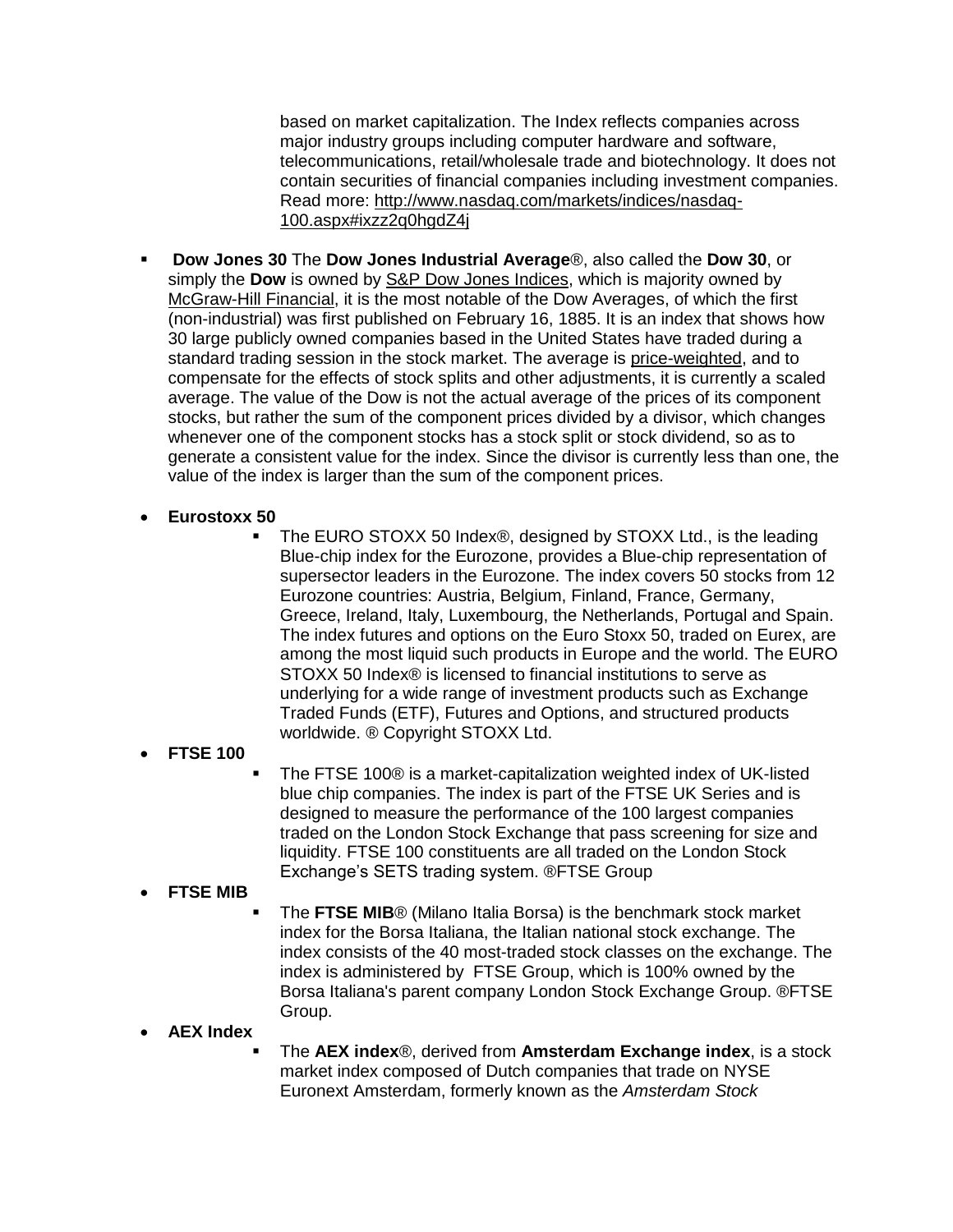based on market capitalization. The Index reflects companies across major industry groups including computer hardware and software, telecommunications, retail/wholesale trade and biotechnology. It does not contain securities of financial companies including investment companies. Read more: http://www.nasdaq.com/markets/indices/nasdaq-100.aspx#ixzz2q0hgdZ4j

- **Dow Jones 30** The **Dow Jones Industrial Average**®, also called the **Dow 30**, or simply the **Dow** is owned by S&P Dow Jones Indices, which is majority owned by McGraw-Hill Financial, it is the most notable of the Dow Averages, of which the first (non-industrial) was first published on February 16, 1885. It is an index that shows how 30 large publicly owned companies based in the United States have traded during a standard trading session in the stock market. The average is price-weighted, and to compensate for the effects of stock splits and other adjustments, it is currently a scaled average. The value of the Dow is not the actual average of the prices of its component stocks, but rather the sum of the component prices divided by a divisor, which changes whenever one of the component stocks has a stock split or stock dividend, so as to generate a consistent value for the index. Since the divisor is currently less than one, the value of the index is larger than the sum of the component prices.

- **Eurostoxx 50**
  - The EURO STOXX 50 Index®, designed by STOXX Ltd., is the leading Blue-chip index for the Eurozone, provides a Blue-chip representation of supersector leaders in the Eurozone. The index covers 50 stocks from 12 Eurozone countries: Austria, Belgium, Finland, France, Germany, Greece, Ireland, Italy, Luxembourg, the Netherlands, Portugal and Spain. The index futures and options on the Euro Stoxx 50, traded on Eurex, are among the most liquid such products in Europe and the world. The EURO STOXX 50 Index® is licensed to financial institutions to serve as underlying for a wide range of investment products such as Exchange Traded Funds (ETF), Futures and Options, and structured products worldwide. ® Copyright STOXX Ltd.
- **FTSE 100**
  - The FTSE 100® is a market-capitalization weighted index of UK-listed blue chip companies. The index is part of the FTSE UK Series and is designed to measure the performance of the 100 largest companies traded on the London Stock Exchange that pass screening for size and liquidity. FTSE 100 constituents are all traded on the London Stock Exchange's SETS trading system. ®FTSE Group
- **FTSE MIB**
  - The **FTSE MIB**® (Milano Italia Borsa) is the benchmark stock market index for the Borsa Italiana, the Italian national stock exchange. The index consists of the 40 most-traded stock classes on the exchange. The index is administered by FTSE Group, which is 100% owned by the Borsa Italiana's parent company London Stock Exchange Group. ®FTSE Group.
- **AEX Index**
  - The **AEX index**®, derived from **Amsterdam Exchange index**, is a stock market index composed of Dutch companies that trade on NYSE Euronext Amsterdam, formerly known as the *Amsterdam Stock*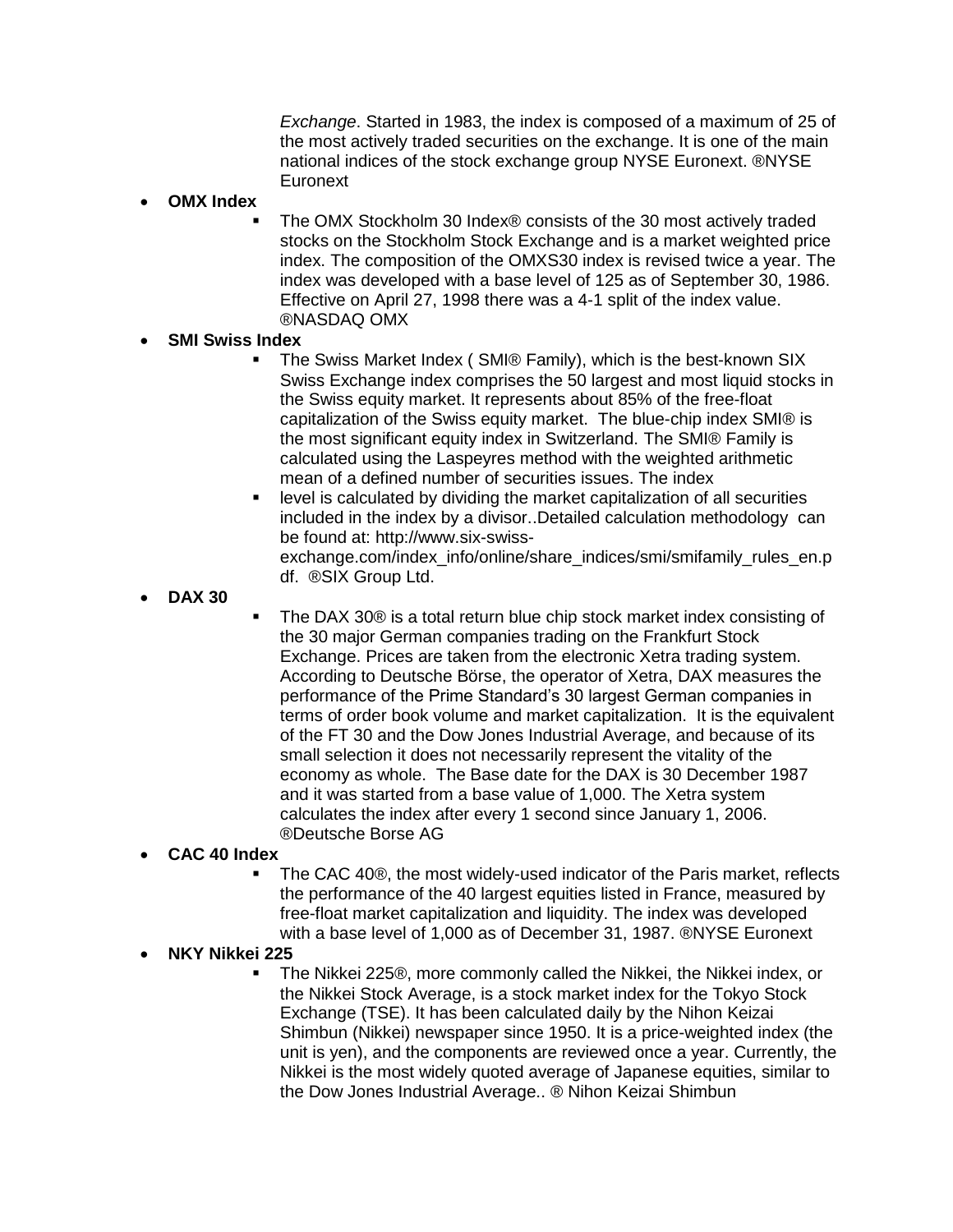*Exchange*. Started in 1983, the index is composed of a maximum of 25 of the most actively traded securities on the exchange. It is one of the main national indices of the stock exchange group NYSE Euronext. ®NYSE Euronext

- **OMX Index**
  - The OMX Stockholm 30 Index® consists of the 30 most actively traded stocks on the Stockholm Stock Exchange and is a market weighted price index. The composition of the OMXS30 index is revised twice a year. The index was developed with a base level of 125 as of September 30, 1986. Effective on April 27, 1998 there was a 4-1 split of the index value. ®NASDAQ OMX
- **SMI Swiss Index**
  - The Swiss Market Index ( SMI® Family), which is the best-known SIX Swiss Exchange index comprises the 50 largest and most liquid stocks in the Swiss equity market. It represents about 85% of the free-float capitalization of the Swiss equity market. The blue-chip index SMI® is the most significant equity index in Switzerland. The SMI® Family is calculated using the Laspeyres method with the weighted arithmetic mean of a defined number of securities issues. The index
  - level is calculated by dividing the market capitalization of all securities included in the index by a divisor..Detailed calculation methodology can be found at: http://www.six-swiss-exchange.com/index_info/online/share_indices/smi/smifamily_rules_en.pdf. ®SIX Group Ltd.
- **DAX 30**
  - The DAX 30® is a total return blue chip stock market index consisting of the 30 major German companies trading on the Frankfurt Stock Exchange. Prices are taken from the electronic Xetra trading system. According to Deutsche Börse, the operator of Xetra, DAX measures the performance of the Prime Standard's 30 largest German companies in terms of order book volume and market capitalization. It is the equivalent of the FT 30 and the Dow Jones Industrial Average, and because of its small selection it does not necessarily represent the vitality of the economy as whole. The Base date for the DAX is 30 December 1987 and it was started from a base value of 1,000. The Xetra system calculates the index after every 1 second since January 1, 2006. ®Deutsche Borse AG
- **CAC 40 Index**
  - The CAC 40®, the most widely-used indicator of the Paris market, reflects the performance of the 40 largest equities listed in France, measured by free-float market capitalization and liquidity. The index was developed with a base level of 1,000 as of December 31, 1987. ®NYSE Euronext
- **NKY Nikkei 225**
  - The Nikkei 225®, more commonly called the Nikkei, the Nikkei index, or the Nikkei Stock Average, is a stock market index for the Tokyo Stock Exchange (TSE). It has been calculated daily by the Nihon Keizai Shimbun (Nikkei) newspaper since 1950. It is a price-weighted index (the unit is yen), and the components are reviewed once a year. Currently, the Nikkei is the most widely quoted average of Japanese equities, similar to the Dow Jones Industrial Average.. ® Nihon Keizai Shimbun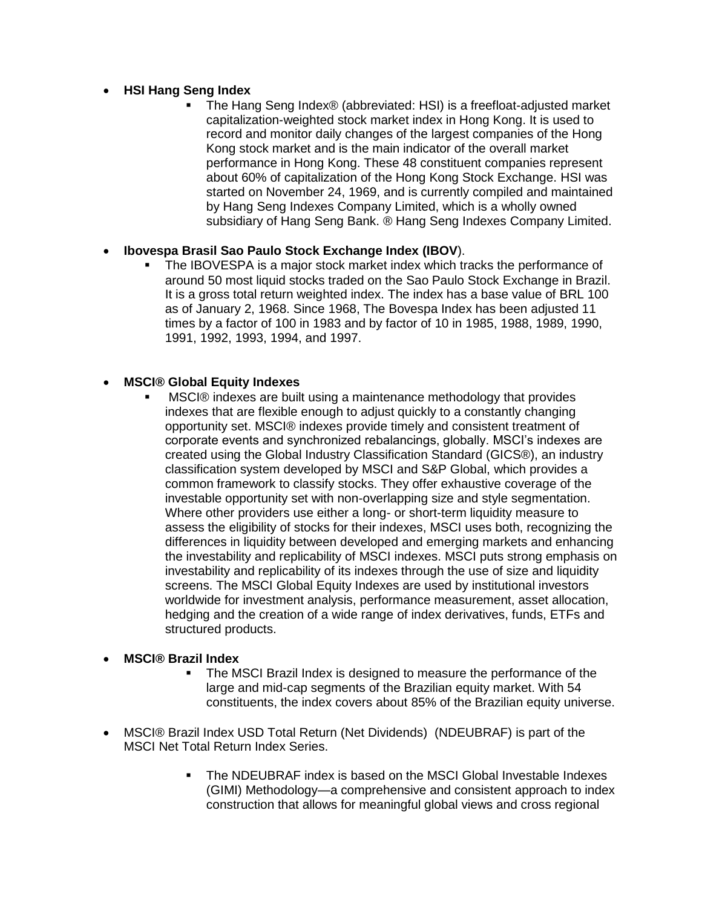- **HSI Hang Seng Index**
  - The Hang Seng Index® (abbreviated: HSI) is a freefloat-adjusted market capitalization-weighted stock market index in Hong Kong. It is used to record and monitor daily changes of the largest companies of the Hong Kong stock market and is the main indicator of the overall market performance in Hong Kong. These 48 constituent companies represent about 60% of capitalization of the Hong Kong Stock Exchange. HSI was started on November 24, 1969, and is currently compiled and maintained by Hang Seng Indexes Company Limited, which is a wholly owned subsidiary of Hang Seng Bank. ® Hang Seng Indexes Company Limited.

- **Ibovespa Brasil Sao Paulo Stock Exchange Index (IBOV**).
  - The IBOVESPA is a major stock market index which tracks the performance of around 50 most liquid stocks traded on the Sao Paulo Stock Exchange in Brazil. It is a gross total return weighted index. The index has a base value of BRL 100 as of January 2, 1968. Since 1968, The Bovespa Index has been adjusted 11 times by a factor of 100 in 1983 and by factor of 10 in 1985, 1988, 1989, 1990, 1991, 1992, 1993, 1994, and 1997.

- **MSCI® Global Equity Indexes**
  - MSCI® indexes are built using a maintenance methodology that provides indexes that are flexible enough to adjust quickly to a constantly changing opportunity set. MSCI® indexes provide timely and consistent treatment of corporate events and synchronized rebalancings, globally. MSCI's indexes are created using the Global Industry Classification Standard (GICS®), an industry classification system developed by MSCI and S&P Global, which provides a common framework to classify stocks. They offer exhaustive coverage of the investable opportunity set with non-overlapping size and style segmentation. Where other providers use either a long- or short-term liquidity measure to assess the eligibility of stocks for their indexes, MSCI uses both, recognizing the differences in liquidity between developed and emerging markets and enhancing the investability and replicability of MSCI indexes. MSCI puts strong emphasis on investability and replicability of its indexes through the use of size and liquidity screens. The MSCI Global Equity Indexes are used by institutional investors worldwide for investment analysis, performance measurement, asset allocation, hedging and the creation of a wide range of index derivatives, funds, ETFs and structured products.

- **MSCI® Brazil Index**
  - The MSCI Brazil Index is designed to measure the performance of the large and mid-cap segments of the Brazilian equity market. With 54 constituents, the index covers about 85% of the Brazilian equity universe.

- MSCI® Brazil Index USD Total Return (Net Dividends) (NDEUBRAF) is part of the MSCI Net Total Return Index Series.
  - The NDEUBRAF index is based on the MSCI Global Investable Indexes (GIMI) Methodology—a comprehensive and consistent approach to index construction that allows for meaningful global views and cross regional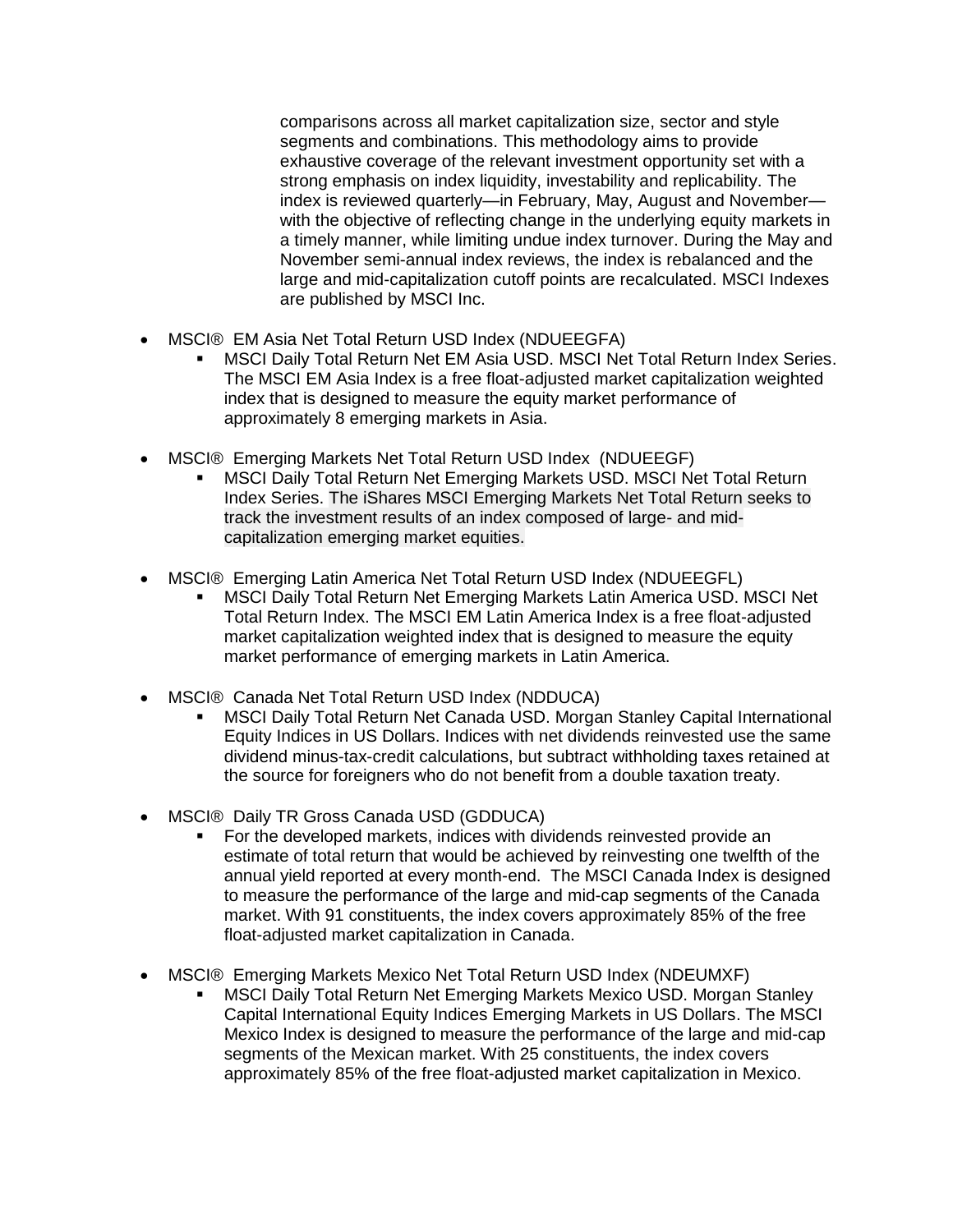comparisons across all market capitalization size, sector and style segments and combinations. This methodology aims to provide exhaustive coverage of the relevant investment opportunity set with a strong emphasis on index liquidity, investability and replicability. The index is reviewed quarterly—in February, May, August and November—with the objective of reflecting change in the underlying equity markets in a timely manner, while limiting undue index turnover. During the May and November semi-annual index reviews, the index is rebalanced and the large and mid-capitalization cutoff points are recalculated. MSCI Indexes are published by MSCI Inc.

- MSCI® EM Asia Net Total Return USD Index (NDUEEGFA)
  - MSCI Daily Total Return Net EM Asia USD. MSCI Net Total Return Index Series. The MSCI EM Asia Index is a free float-adjusted market capitalization weighted index that is designed to measure the equity market performance of approximately 8 emerging markets in Asia.

- MSCI® Emerging Markets Net Total Return USD Index (NDUEEGF)
  - MSCI Daily Total Return Net Emerging Markets USD. MSCI Net Total Return Index Series. The iShares MSCI Emerging Markets Net Total Return seeks to track the investment results of an index composed of large- and mid-capitalization emerging market equities.

- MSCI® Emerging Latin America Net Total Return USD Index (NDUEEGFL)
  - MSCI Daily Total Return Net Emerging Markets Latin America USD. MSCI Net Total Return Index. The MSCI EM Latin America Index is a free float-adjusted market capitalization weighted index that is designed to measure the equity market performance of emerging markets in Latin America.

- MSCI® Canada Net Total Return USD Index (NDDUCA)
  - MSCI Daily Total Return Net Canada USD. Morgan Stanley Capital International Equity Indices in US Dollars. Indices with net dividends reinvested use the same dividend minus-tax-credit calculations, but subtract withholding taxes retained at the source for foreigners who do not benefit from a double taxation treaty.

- MSCI® Daily TR Gross Canada USD (GDDUCA)
  - For the developed markets, indices with dividends reinvested provide an estimate of total return that would be achieved by reinvesting one twelfth of the annual yield reported at every month-end. The MSCI Canada Index is designed to measure the performance of the large and mid-cap segments of the Canada market. With 91 constituents, the index covers approximately 85% of the free float-adjusted market capitalization in Canada.

- MSCI® Emerging Markets Mexico Net Total Return USD Index (NDEUMXF)
  - MSCI Daily Total Return Net Emerging Markets Mexico USD. Morgan Stanley Capital International Equity Indices Emerging Markets in US Dollars. The MSCI Mexico Index is designed to measure the performance of the large and mid-cap segments of the Mexican market. With 25 constituents, the index covers approximately 85% of the free float-adjusted market capitalization in Mexico.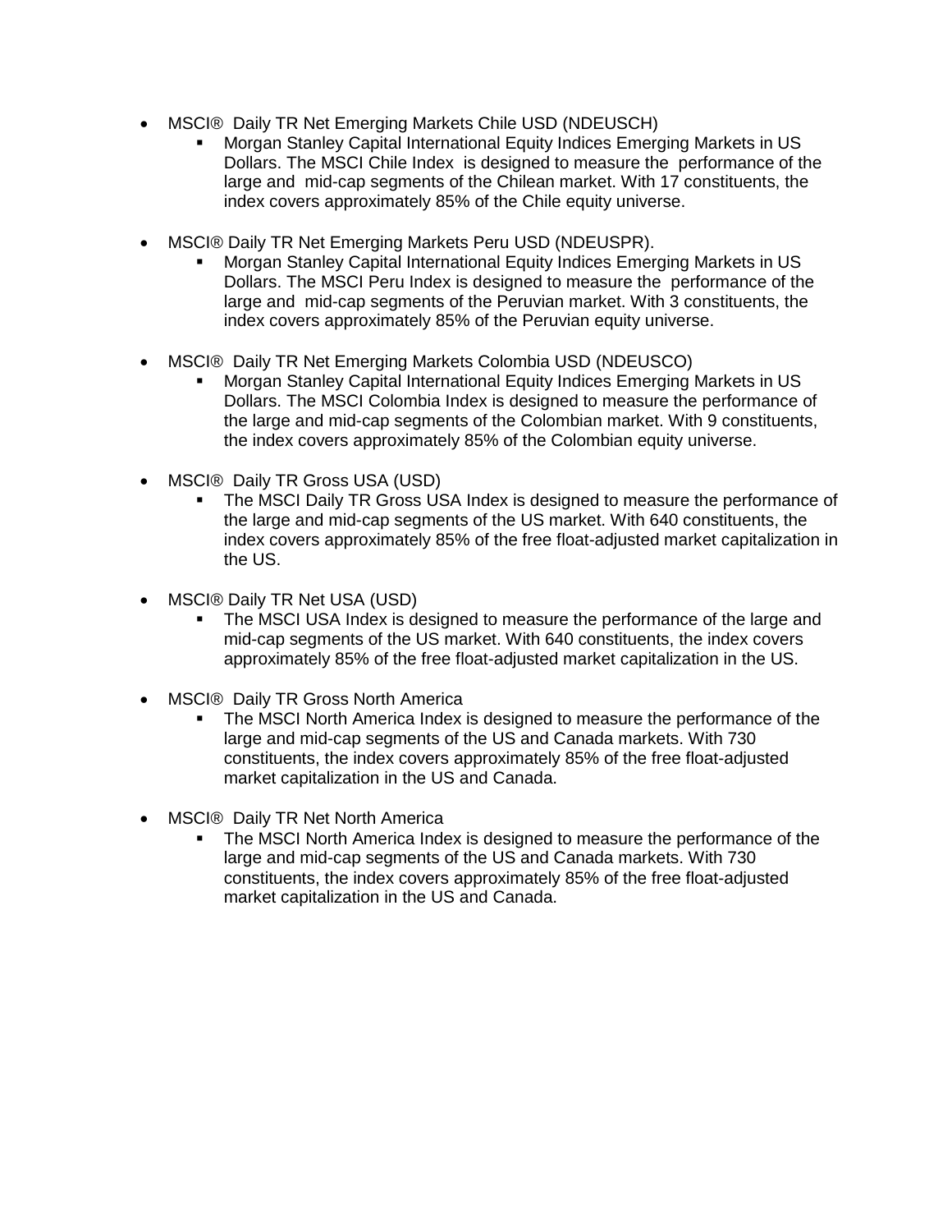- MSCI® Daily TR Net Emerging Markets Chile USD (NDEUSCH)
    - Morgan Stanley Capital International Equity Indices Emerging Markets in US Dollars. The MSCI Chile Index is designed to measure the performance of the large and mid-cap segments of the Chilean market. With 17 constituents, the index covers approximately 85% of the Chile equity universe.

- MSCI® Daily TR Net Emerging Markets Peru USD (NDEUSPR).
    - Morgan Stanley Capital International Equity Indices Emerging Markets in US Dollars. The MSCI Peru Index is designed to measure the performance of the large and mid-cap segments of the Peruvian market. With 3 constituents, the index covers approximately 85% of the Peruvian equity universe.

- MSCI® Daily TR Net Emerging Markets Colombia USD (NDEUSCO)
    - Morgan Stanley Capital International Equity Indices Emerging Markets in US Dollars. The MSCI Colombia Index is designed to measure the performance of the large and mid-cap segments of the Colombian market. With 9 constituents, the index covers approximately 85% of the Colombian equity universe.

- MSCI® Daily TR Gross USA (USD)
    - The MSCI Daily TR Gross USA Index is designed to measure the performance of the large and mid-cap segments of the US market. With 640 constituents, the index covers approximately 85% of the free float-adjusted market capitalization in the US.

- MSCI® Daily TR Net USA (USD)
    - The MSCI USA Index is designed to measure the performance of the large and mid-cap segments of the US market. With 640 constituents, the index covers approximately 85% of the free float-adjusted market capitalization in the US.

- MSCI® Daily TR Gross North America
    - The MSCI North America Index is designed to measure the performance of the large and mid-cap segments of the US and Canada markets. With 730 constituents, the index covers approximately 85% of the free float-adjusted market capitalization in the US and Canada.

- MSCI® Daily TR Net North America
    - The MSCI North America Index is designed to measure the performance of the large and mid-cap segments of the US and Canada markets. With 730 constituents, the index covers approximately 85% of the free float-adjusted market capitalization in the US and Canada.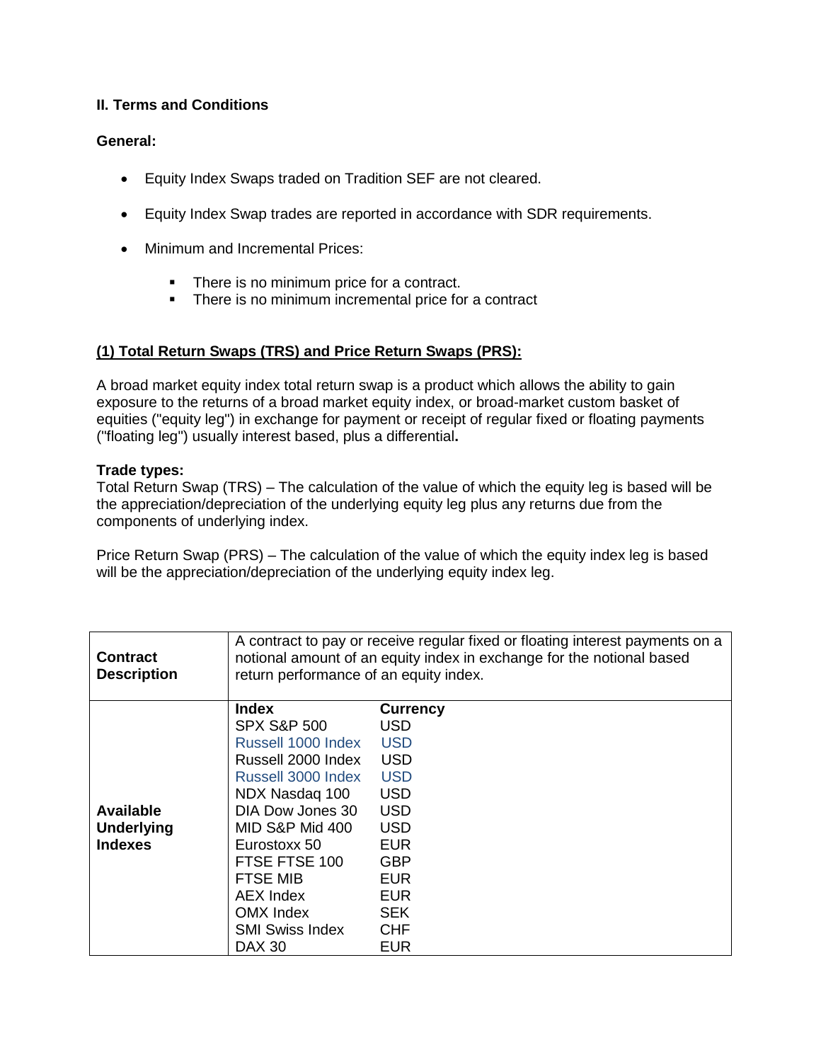### II. Terms and Conditions

**General:**

- Equity Index Swaps traded on Tradition SEF are not cleared.
- Equity Index Swap trades are reported in accordance with SDR requirements.
- Minimum and Incremental Prices:
  - There is no minimum price for a contract.
  - There is no minimum incremental price for a contract

**(1) Total Return Swaps (TRS) and Price Return Swaps (PRS):**

A broad market equity index total return swap is a product which allows the ability to gain exposure to the returns of a broad market equity index, or broad-market custom basket of equities ("equity leg") in exchange for payment or receipt of regular fixed or floating payments ("floating leg") usually interest based, plus a differential**.**

**Trade types:**
Total Return Swap (TRS) – The calculation of the value of which the equity leg is based will be the appreciation/depreciation of the underlying equity leg plus any returns due from the components of underlying index.

Price Return Swap (PRS) – The calculation of the value of which the equity index leg is based will be the appreciation/depreciation of the underlying equity index leg.

| | | |
|---|---|---|
| **Contract Description** | A contract to pay or receive regular fixed or floating interest payments on a notional amount of an equity index in exchange for the notional based return performance of an equity index. | |
| **Available Underlying Indexes** | **Index** | **Currency** |
| | SPX S&P 500 | USD |
| | Russell 1000 Index | USD |
| | Russell 2000 Index | USD |
| | Russell 3000 Index | USD |
| | NDX Nasdaq 100 | USD |
| | DIA Dow Jones 30 | USD |
| | MID S&P Mid 400 | USD |
| | Eurostoxx 50 | EUR |
| | FTSE FTSE 100 | GBP |
| | FTSE MIB | EUR |
| | AEX Index | EUR |
| | OMX Index | SEK |
| | SMI Swiss Index | CHF |
| | DAX 30 | EUR |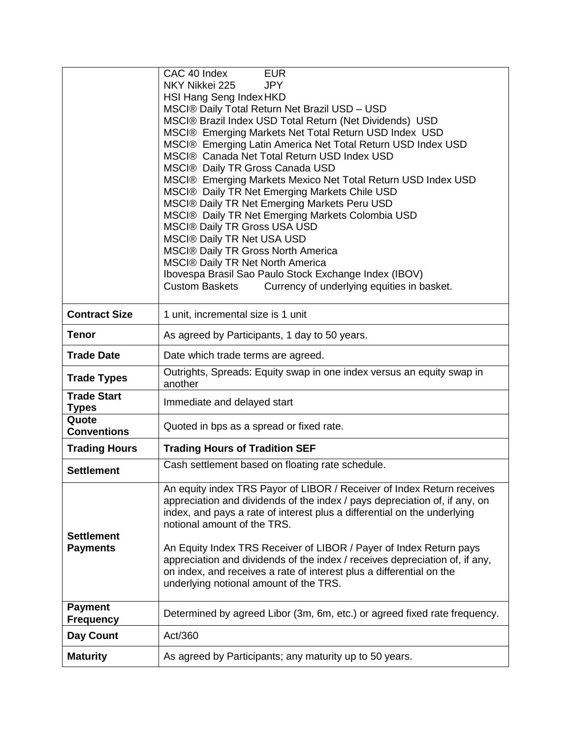| | |
|---|---|
| | CAC 40 Index EUR<br>NKY Nikkei 225 JPY<br>HSI Hang Seng Index HKD<br>MSCI® Daily Total Return Net Brazil USD – USD<br>MSCI® Brazil Index USD Total Return (Net Dividends) USD<br>MSCI® Emerging Markets Net Total Return USD Index USD<br>MSCI® Emerging Latin America Net Total Return USD Index USD<br>MSCI® Canada Net Total Return USD Index USD<br>MSCI® Daily TR Gross Canada USD<br>MSCI® Emerging Markets Mexico Net Total Return USD Index USD<br>MSCI® Daily TR Net Emerging Markets Chile USD<br>MSCI® Daily TR Net Emerging Markets Peru USD<br>MSCI® Daily TR Net Emerging Markets Colombia USD<br>MSCI® Daily TR Gross USA USD<br>MSCI® Daily TR Net USA USD<br>MSCI® Daily TR Gross North America<br>MSCI® Daily TR Net North America<br>Ibovespa Brasil Sao Paulo Stock Exchange Index (IBOV)<br>Custom Baskets Currency of underlying equities in basket. |
| **Contract Size** | 1 unit, incremental size is 1 unit |
| **Tenor** | As agreed by Participants, 1 day to 50 years. |
| **Trade Date** | Date which trade terms are agreed. |
| **Trade Types** | Outrights, Spreads: Equity swap in one index versus an equity swap in another |
| **Trade Start Types** | Immediate and delayed start |
| **Quote Conventions** | Quoted in bps as a spread or fixed rate. |
| **Trading Hours** | **Trading Hours of Tradition SEF** |
| **Settlement** | Cash settlement based on floating rate schedule. |
| **Settlement Payments** | An equity index TRS Payor of LIBOR / Receiver of Index Return receives appreciation and dividends of the index / pays depreciation of, if any, on index, and pays a rate of interest plus a differential on the underlying notional amount of the TRS.<br><br>An Equity Index TRS Receiver of LIBOR / Payer of Index Return pays appreciation and dividends of the index / receives depreciation of, if any, on index, and receives a rate of interest plus a differential on the underlying notional amount of the TRS. |
| **Payment Frequency** | Determined by agreed Libor (3m, 6m, etc.) or agreed fixed rate frequency. |
| **Day Count** | Act/360 |
| **Maturity** | As agreed by Participants; any maturity up to 50 years. |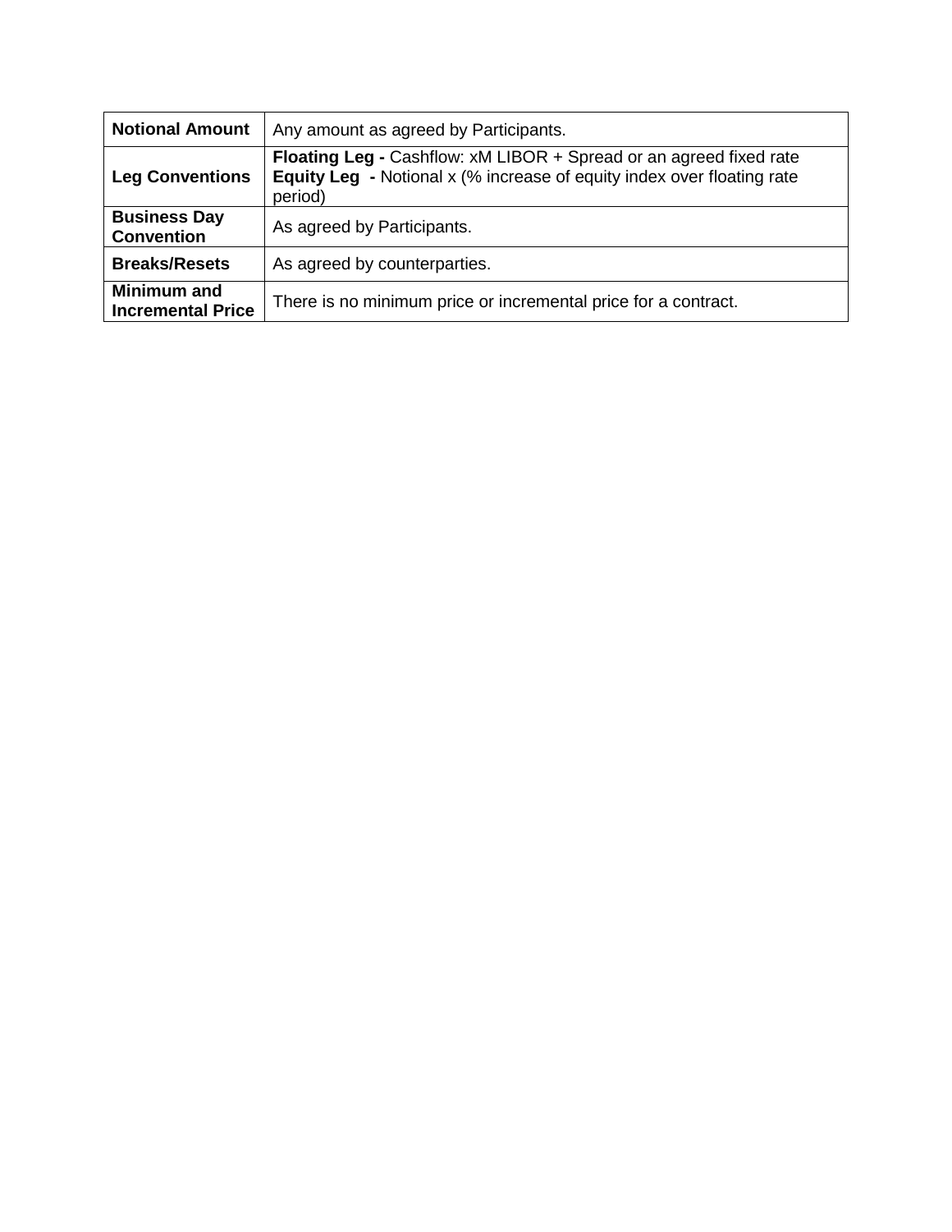| **Notional Amount** | Any amount as agreed by Participants. |
| --- | --- |
| **Leg Conventions** | **Floating Leg -** Cashflow: xM LIBOR + Spread or an agreed fixed rate<br>**Equity Leg -** Notional x (% increase of equity index over floating rate period) |
| **Business Day Convention** | As agreed by Participants. |
| **Breaks/Resets** | As agreed by counterparties. |
| **Minimum and Incremental Price** | There is no minimum price or incremental price for a contract. |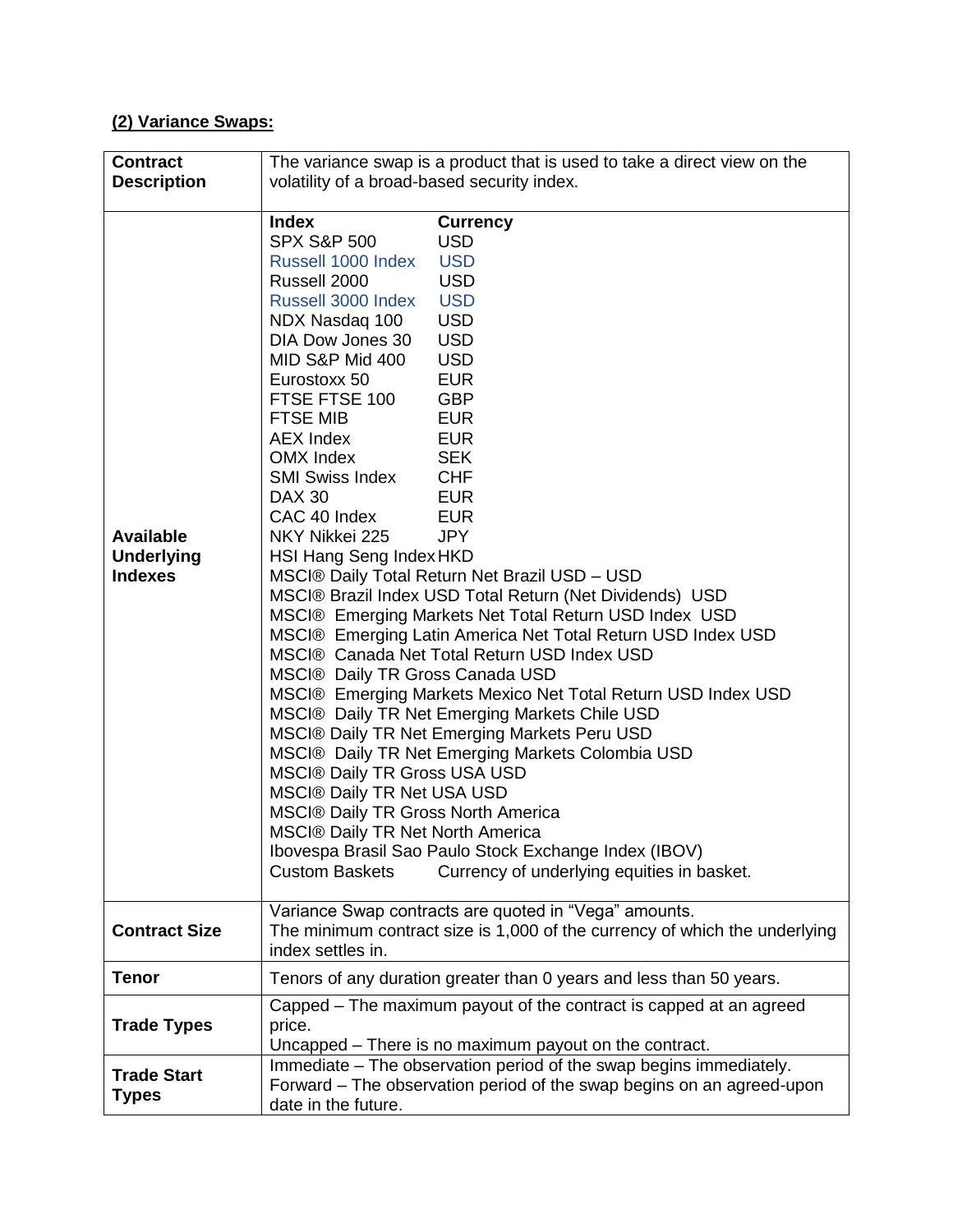## (2) Variance Swaps:

| | |
|---|---|
| **Contract Description** | The variance swap is a product that is used to take a direct view on the volatility of a broad-based security index. |
| **Available Underlying Indexes** | **Index** — **Currency**<br>SPX S&P 500 — USD<br>Russell 1000 Index — USD<br>Russell 2000 — USD<br>Russell 3000 Index — USD<br>NDX Nasdaq 100 — USD<br>DIA Dow Jones 30 — USD<br>MID S&P Mid 400 — USD<br>Eurostoxx 50 — EUR<br>FTSE FTSE 100 — GBP<br>FTSE MIB — EUR<br>AEX Index — EUR<br>OMX Index — SEK<br>SMI Swiss Index — CHF<br>DAX 30 — EUR<br>CAC 40 Index — EUR<br>NKY Nikkei 225 — JPY<br>HSI Hang Seng Index — HKD<br>MSCI® Daily Total Return Net Brazil USD – USD<br>MSCI® Brazil Index USD Total Return (Net Dividends) USD<br>MSCI® Emerging Markets Net Total Return USD Index USD<br>MSCI® Emerging Latin America Net Total Return USD Index USD<br>MSCI® Canada Net Total Return USD Index USD<br>MSCI® Daily TR Gross Canada USD<br>MSCI® Emerging Markets Mexico Net Total Return USD Index USD<br>MSCI® Daily TR Net Emerging Markets Chile USD<br>MSCI® Daily TR Net Emerging Markets Peru USD<br>MSCI® Daily TR Net Emerging Markets Colombia USD<br>MSCI® Daily TR Gross USA USD<br>MSCI® Daily TR Net USA USD<br>MSCI® Daily TR Gross North America<br>MSCI® Daily TR Net North America<br>Ibovespa Brasil Sao Paulo Stock Exchange Index (IBOV)<br>Custom Baskets — Currency of underlying equities in basket. |
| **Contract Size** | Variance Swap contracts are quoted in "Vega" amounts.<br>The minimum contract size is 1,000 of the currency of which the underlying index settles in. |
| **Tenor** | Tenors of any duration greater than 0 years and less than 50 years. |
| **Trade Types** | Capped – The maximum payout of the contract is capped at an agreed price.<br>Uncapped – There is no maximum payout on the contract. |
| **Trade Start Types** | Immediate – The observation period of the swap begins immediately.<br>Forward – The observation period of the swap begins on an agreed-upon date in the future. |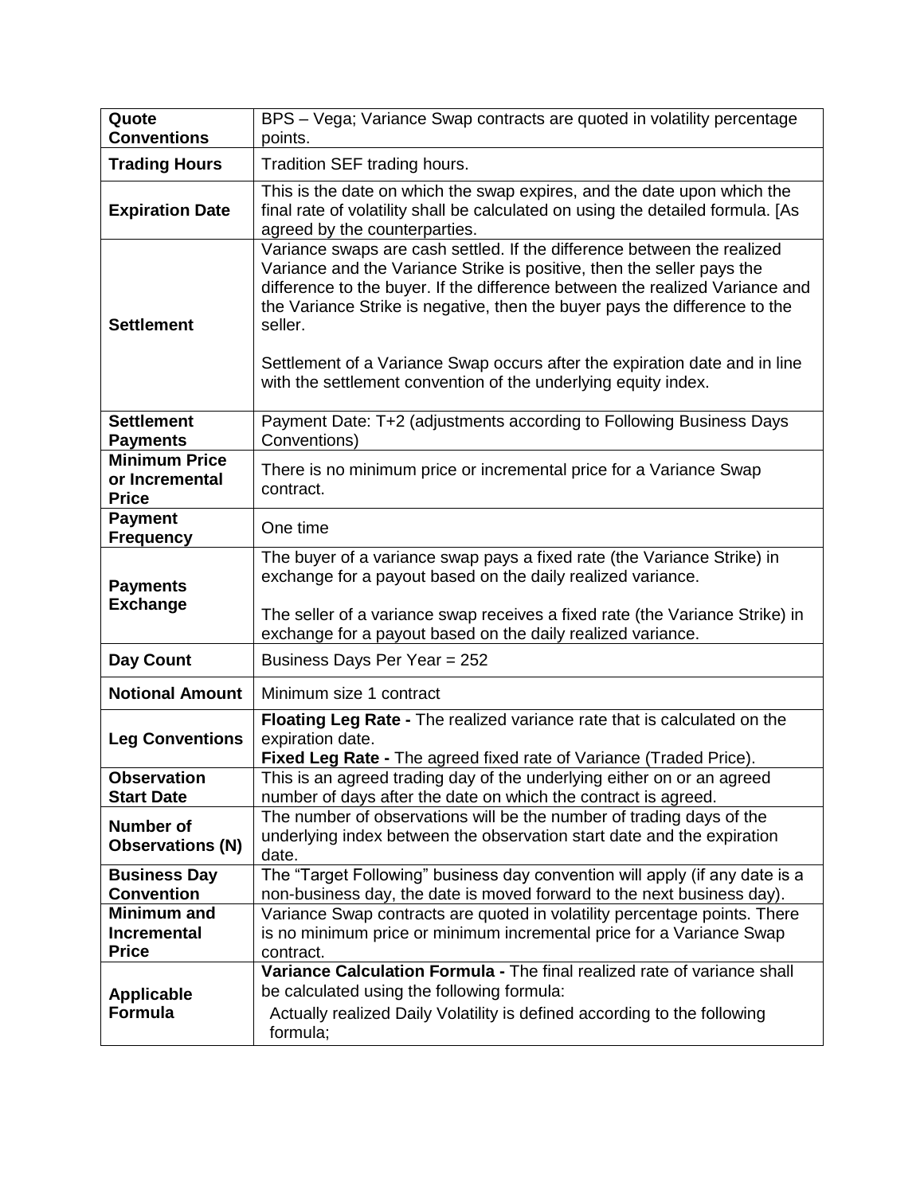| | |
|---|---|
| **Quote Conventions** | BPS – Vega; Variance Swap contracts are quoted in volatility percentage points. |
| **Trading Hours** | Tradition SEF trading hours. |
| **Expiration Date** | This is the date on which the swap expires, and the date upon which the final rate of volatility shall be calculated on using the detailed formula. [As agreed by the counterparties. |
| **Settlement** | Variance swaps are cash settled. If the difference between the realized Variance and the Variance Strike is positive, then the seller pays the difference to the buyer. If the difference between the realized Variance and the Variance Strike is negative, then the buyer pays the difference to the seller.<br><br>Settlement of a Variance Swap occurs after the expiration date and in line with the settlement convention of the underlying equity index. |
| **Settlement Payments** | Payment Date: T+2 (adjustments according to Following Business Days Conventions) |
| **Minimum Price or Incremental Price** | There is no minimum price or incremental price for a Variance Swap contract. |
| **Payment Frequency** | One time |
| **Payments Exchange** | The buyer of a variance swap pays a fixed rate (the Variance Strike) in exchange for a payout based on the daily realized variance.<br><br>The seller of a variance swap receives a fixed rate (the Variance Strike) in exchange for a payout based on the daily realized variance. |
| **Day Count** | Business Days Per Year = 252 |
| **Notional Amount** | Minimum size 1 contract |
| **Leg Conventions** | **Floating Leg Rate -** The realized variance rate that is calculated on the expiration date.<br>**Fixed Leg Rate -** The agreed fixed rate of Variance (Traded Price). |
| **Observation Start Date** | This is an agreed trading day of the underlying either on or an agreed number of days after the date on which the contract is agreed. |
| **Number of Observations (N)** | The number of observations will be the number of trading days of the underlying index between the observation start date and the expiration date. |
| **Business Day Convention** | The "Target Following" business day convention will apply (if any date is a non-business day, the date is moved forward to the next business day). |
| **Minimum and Incremental Price** | Variance Swap contracts are quoted in volatility percentage points. There is no minimum price or minimum incremental price for a Variance Swap contract. |
| **Applicable Formula** | **Variance Calculation Formula -** The final realized rate of variance shall be calculated using the following formula:<br>Actually realized Daily Volatility is defined according to the following formula; |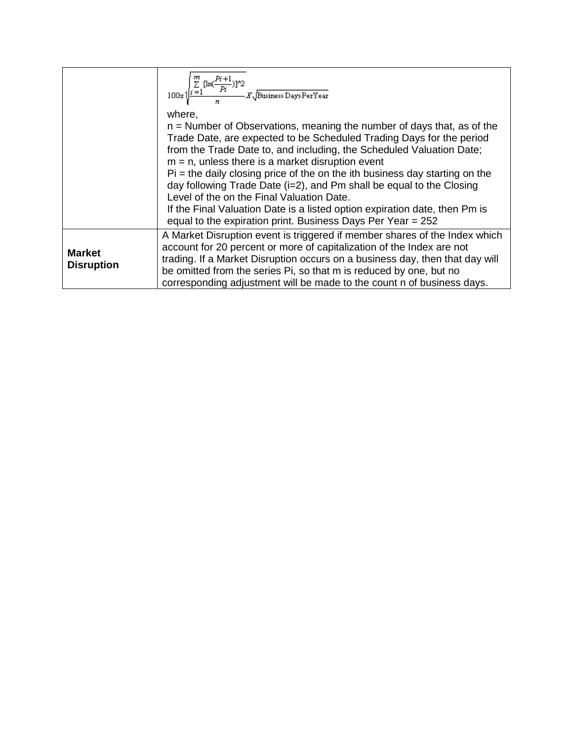| | |
|---|---|
| | $$100x\sqrt{\frac{\sum_{i=1}^{m}[\ln(\frac{Pi+1}{Pi})]^{\wedge}2}{n}}X\sqrt{\text{Business Days PerYear}}$$ where, n = Number of Observations, meaning the number of days that, as of the Trade Date, are expected to be Scheduled Trading Days for the period from the Trade Date to, and including, the Scheduled Valuation Date; m = n, unless there is a market disruption event Pi = the daily closing price of the on the ith business day starting on the day following Trade Date (i=2), and Pm shall be equal to the Closing Level of the on the Final Valuation Date. If the Final Valuation Date is a listed option expiration date, then Pm is equal to the expiration print. Business Days Per Year = 252 |
| **Market Disruption** | A Market Disruption event is triggered if member shares of the Index which account for 20 percent or more of capitalization of the Index are not trading. If a Market Disruption occurs on a business day, then that day will be omitted from the series Pi, so that m is reduced by one, but no corresponding adjustment will be made to the count n of business days. |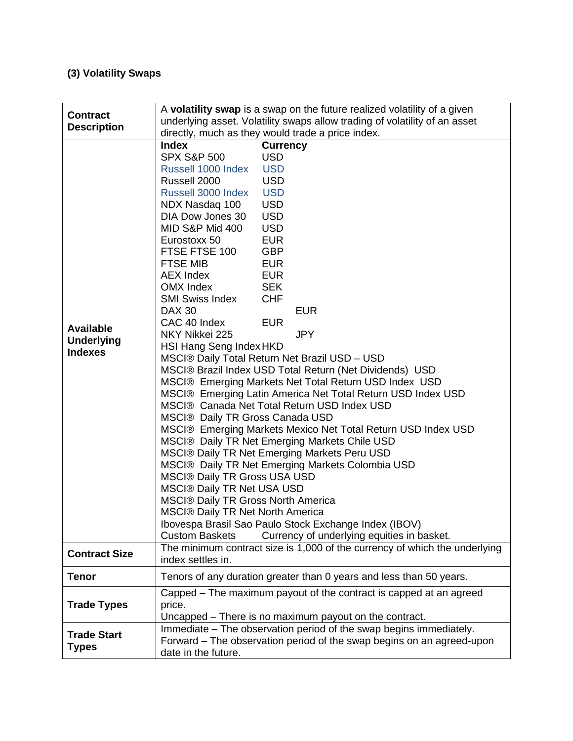### (3) Volatility Swaps

| | |
|---|---|
| **Contract Description** | A **volatility swap** is a swap on the future realized volatility of a given underlying asset. Volatility swaps allow trading of volatility of an asset directly, much as they would trade a price index. |
| **Available Underlying Indexes** | **Index** — **Currency**<br>SPX S&P 500 — USD<br>Russell 1000 Index — USD<br>Russell 2000 — USD<br>Russell 3000 Index — USD<br>NDX Nasdaq 100 — USD<br>DIA Dow Jones 30 — USD<br>MID S&P Mid 400 — USD<br>Eurostoxx 50 — EUR<br>FTSE FTSE 100 — GBP<br>FTSE MIB — EUR<br>AEX Index — EUR<br>OMX Index — SEK<br>SMI Swiss Index — CHF<br>DAX 30 — EUR<br>CAC 40 Index — EUR<br>NKY Nikkei 225 — JPY<br>HSI Hang Seng Index — HKD<br>MSCI® Daily Total Return Net Brazil USD – USD<br>MSCI® Brazil Index USD Total Return (Net Dividends) USD<br>MSCI® Emerging Markets Net Total Return USD Index USD<br>MSCI® Emerging Latin America Net Total Return USD Index USD<br>MSCI® Canada Net Total Return USD Index USD<br>MSCI® Daily TR Gross Canada USD<br>MSCI® Emerging Markets Mexico Net Total Return USD Index USD<br>MSCI® Daily TR Net Emerging Markets Chile USD<br>MSCI® Daily TR Net Emerging Markets Peru USD<br>MSCI® Daily TR Net Emerging Markets Colombia USD<br>MSCI® Daily TR Gross USA USD<br>MSCI® Daily TR Net USA USD<br>MSCI® Daily TR Gross North America<br>MSCI® Daily TR Net North America<br>Ibovespa Brasil Sao Paulo Stock Exchange Index (IBOV)<br>Custom Baskets — Currency of underlying equities in basket. |
| **Contract Size** | The minimum contract size is 1,000 of the currency of which the underlying index settles in. |
| **Tenor** | Tenors of any duration greater than 0 years and less than 50 years. |
| **Trade Types** | Capped – The maximum payout of the contract is capped at an agreed price.<br>Uncapped – There is no maximum payout on the contract. |
| **Trade Start Types** | Immediate – The observation period of the swap begins immediately.<br>Forward – The observation period of the swap begins on an agreed-upon date in the future. |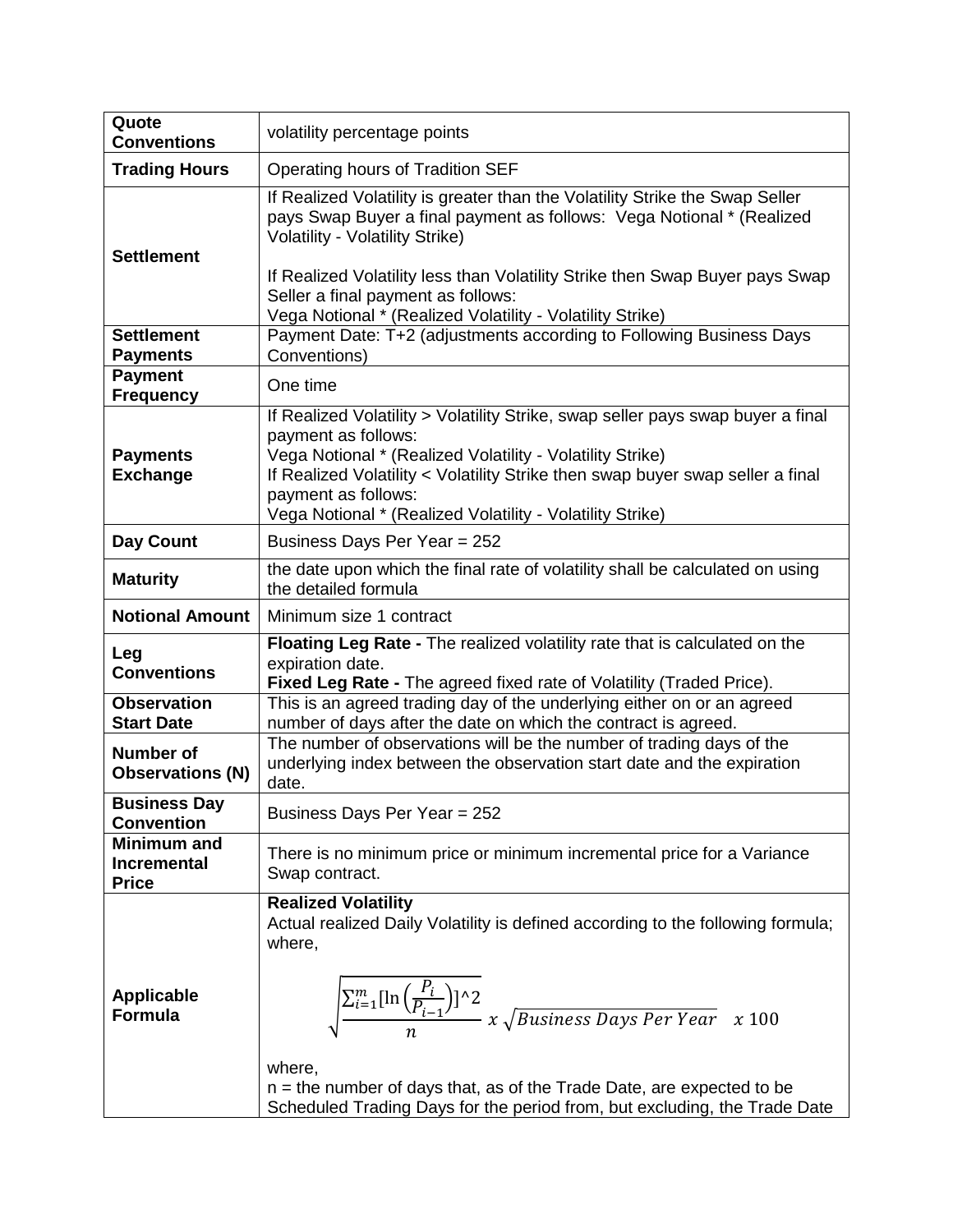| | |
|---|---|
| **Quote Conventions** | volatility percentage points |
| **Trading Hours** | Operating hours of Tradition SEF |
| **Settlement** | If Realized Volatility is greater than the Volatility Strike the Swap Seller pays Swap Buyer a final payment as follows: Vega Notional * (Realized Volatility - Volatility Strike)<br><br>If Realized Volatility less than Volatility Strike then Swap Buyer pays Swap Seller a final payment as follows:<br>Vega Notional * (Realized Volatility - Volatility Strike) |
| **Settlement Payments** | Payment Date: T+2 (adjustments according to Following Business Days Conventions) |
| **Payment Frequency** | One time |
| **Payments Exchange** | If Realized Volatility > Volatility Strike, swap seller pays swap buyer a final payment as follows:<br>Vega Notional * (Realized Volatility - Volatility Strike)<br>If Realized Volatility < Volatility Strike then swap buyer swap seller a final payment as follows:<br>Vega Notional * (Realized Volatility - Volatility Strike) |
| **Day Count** | Business Days Per Year = 252 |
| **Maturity** | the date upon which the final rate of volatility shall be calculated on using the detailed formula |
| **Notional Amount** | Minimum size 1 contract |
| **Leg Conventions** | **Floating Leg Rate -** The realized volatility rate that is calculated on the expiration date.<br>**Fixed Leg Rate -** The agreed fixed rate of Volatility (Traded Price). |
| **Observation Start Date** | This is an agreed trading day of the underlying either on or an agreed number of days after the date on which the contract is agreed. |
| **Number of Observations (N)** | The number of observations will be the number of trading days of the underlying index between the observation start date and the expiration date. |
| **Business Day Convention** | Business Days Per Year = 252 |
| **Minimum and Incremental Price** | There is no minimum price or minimum incremental price for a Variance Swap contract. |
| **Applicable Formula** | **Realized Volatility**<br>Actual realized Daily Volatility is defined according to the following formula; where,<br><br>$\sqrt{\frac{\sum_{i=1}^{m}[\ln\left(\frac{P_i}{P_{i-1}}\right)]^{\wedge}2}{n}}\ x\ \sqrt{Business\ Days\ Per\ Year}\quad x\ 100$<br><br>where,<br>n = the number of days that, as of the Trade Date, are expected to be Scheduled Trading Days for the period from, but excluding, the Trade Date |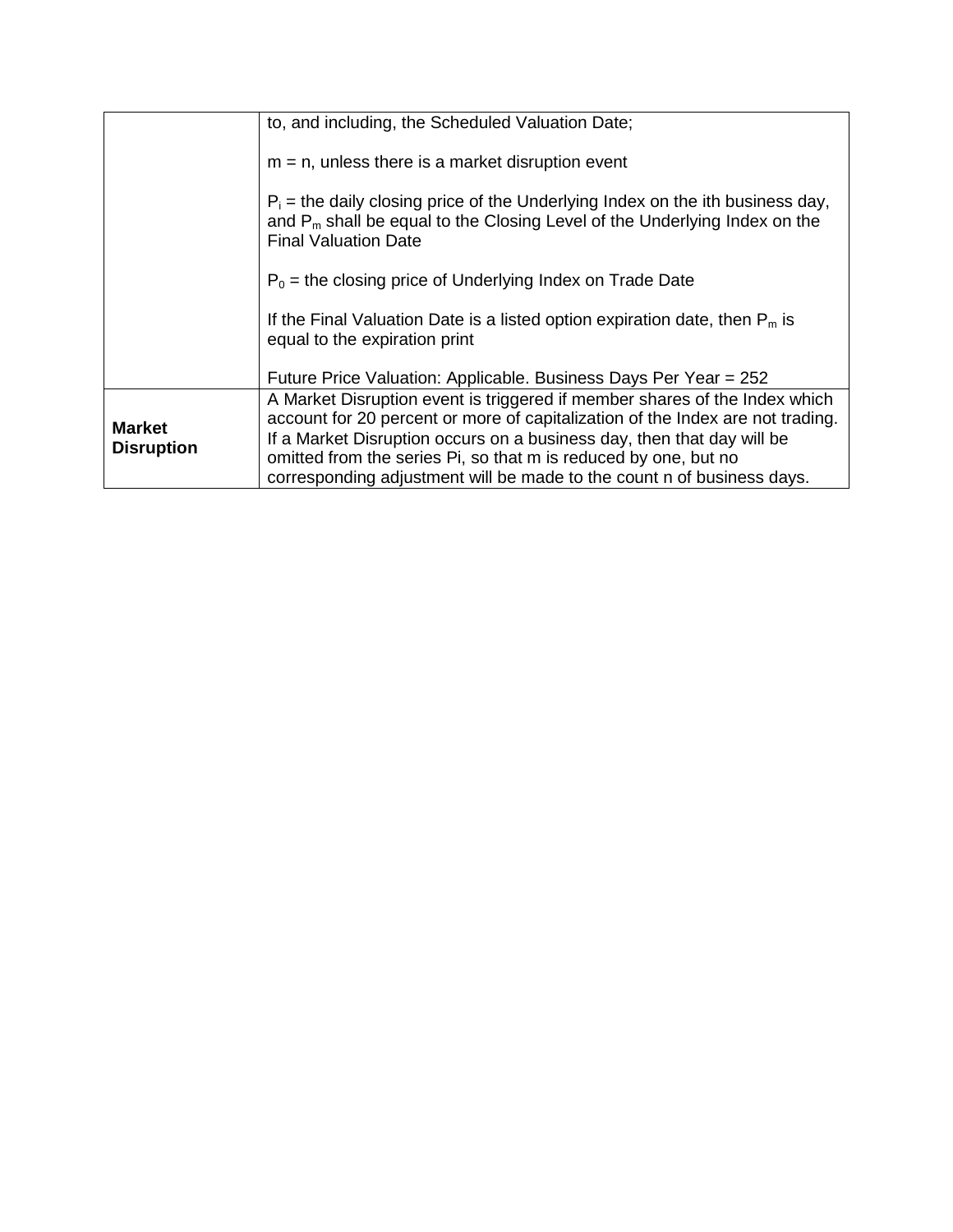| | |
|---|---|
| | to, and including, the Scheduled Valuation Date;<br><br>m = n, unless there is a market disruption event<br><br>$P_i$ = the daily closing price of the Underlying Index on the ith business day, and $P_m$ shall be equal to the Closing Level of the Underlying Index on the Final Valuation Date<br><br>$P_0$ = the closing price of Underlying Index on Trade Date<br><br>If the Final Valuation Date is a listed option expiration date, then $P_m$ is equal to the expiration print<br><br>Future Price Valuation: Applicable. Business Days Per Year = 252 |
| **Market Disruption** | A Market Disruption event is triggered if member shares of the Index which account for 20 percent or more of capitalization of the Index are not trading. If a Market Disruption occurs on a business day, then that day will be omitted from the series Pi, so that m is reduced by one, but no corresponding adjustment will be made to the count n of business days. |